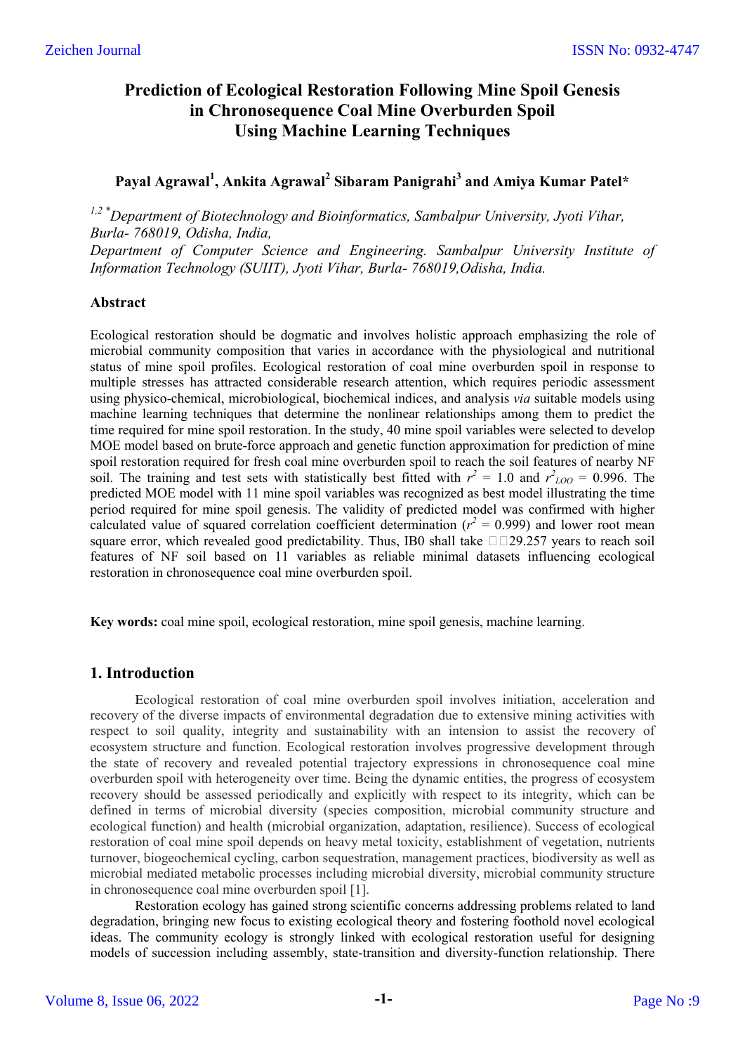# Prediction of Ecological Restoration Following Mine Spoil Genesis in Chronosequence Coal Mine Overburden Spoil Using Machine Learning Techniques

**Payal Agrawal[1], Ankita Agrawal[2] Sibaram Panigrahi[3] and Amiya Kumar Patel***

*[1,2 *]Department of Biotechnology and Bioinformatics, Sambalpur University, Jyoti Vihar, Burla- 768019, Odisha, India,*

*Department of Computer Science and Engineering. Sambalpur University Institute of Information Technology (SUIIT), Jyoti Vihar, Burla- 768019,Odisha, India.*

### Abstract

Ecological restoration should be dogmatic and involves holistic approach emphasizing the role of microbial community composition that varies in accordance with the physiological and nutritional status of mine spoil profiles. Ecological restoration of coal mine overburden spoil in response to multiple stresses has attracted considerable research attention, which requires periodic assessment using physico-chemical, microbiological, biochemical indices, and analysis *via* suitable models using machine learning techniques that determine the nonlinear relationships among them to predict the time required for mine spoil restoration. In the study, 40 mine spoil variables were selected to develop MOE model based on brute-force approach and genetic function approximation for prediction of mine spoil restoration required for fresh coal mine overburden spoil to reach the soil features of nearby NF soil. The training and test sets with statistically best fitted with $r^2$ = 1.0 and $r^2_{LOO}$ = 0.996. The predicted MOE model with 11 mine spoil variables was recognized as best model illustrating the time period required for mine spoil genesis. The validity of predicted model was confirmed with higher calculated value of squared correlation coefficient determination ($r^2$ = 0.999) and lower root mean square error, which revealed good predictability. Thus, IB0 shall take 29.257 years to reach soil features of NF soil based on 11 variables as reliable minimal datasets influencing ecological restoration in chronosequence coal mine overburden spoil.

**Key words:** coal mine spoil, ecological restoration, mine spoil genesis, machine learning.

## 1. Introduction

Ecological restoration of coal mine overburden spoil involves initiation, acceleration and recovery of the diverse impacts of environmental degradation due to extensive mining activities with respect to soil quality, integrity and sustainability with an intension to assist the recovery of ecosystem structure and function. Ecological restoration involves progressive development through the state of recovery and revealed potential trajectory expressions in chronosequence coal mine overburden spoil with heterogeneity over time. Being the dynamic entities, the progress of ecosystem recovery should be assessed periodically and explicitly with respect to its integrity, which can be defined in terms of microbial diversity (species composition, microbial community structure and ecological function) and health (microbial organization, adaptation, resilience). Success of ecological restoration of coal mine spoil depends on heavy metal toxicity, establishment of vegetation, nutrients turnover, biogeochemical cycling, carbon sequestration, management practices, biodiversity as well as microbial mediated metabolic processes including microbial diversity, microbial community structure in chronosequence coal mine overburden spoil [1].

Restoration ecology has gained strong scientific concerns addressing problems related to land degradation, bringing new focus to existing ecological theory and fostering foothold novel ecological ideas. The community ecology is strongly linked with ecological restoration useful for designing models of succession including assembly, state-transition and diversity-function relationship. There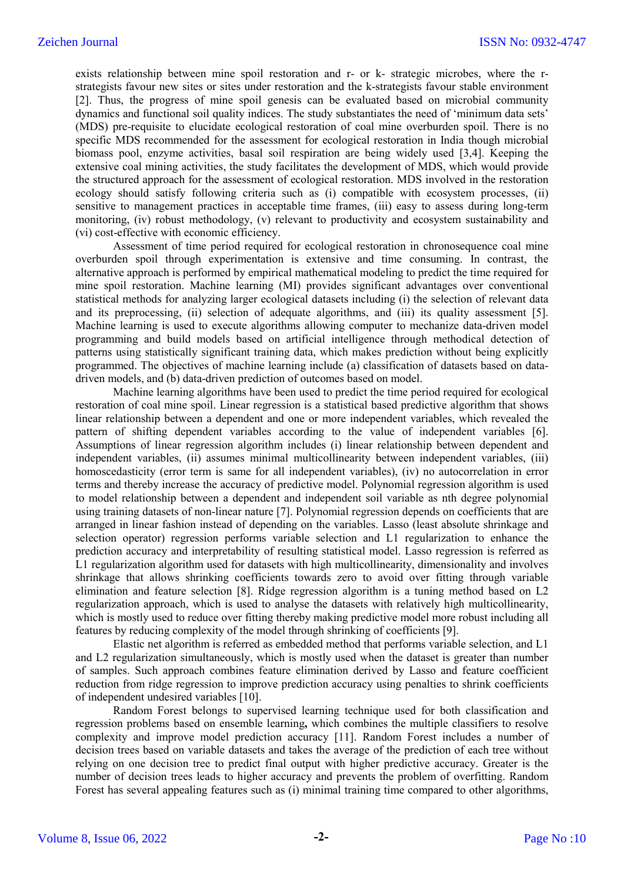exists relationship between mine spoil restoration and r- or k- strategic microbes, where the r-strategists favour new sites or sites under restoration and the k-strategists favour stable environment [2]. Thus, the progress of mine spoil genesis can be evaluated based on microbial community dynamics and functional soil quality indices. The study substantiates the need of 'minimum data sets' (MDS) pre-requisite to elucidate ecological restoration of coal mine overburden spoil. There is no specific MDS recommended for the assessment for ecological restoration in India though microbial biomass pool, enzyme activities, basal soil respiration are being widely used [3,4]. Keeping the extensive coal mining activities, the study facilitates the development of MDS, which would provide the structured approach for the assessment of ecological restoration. MDS involved in the restoration ecology should satisfy following criteria such as (i) compatible with ecosystem processes, (ii) sensitive to management practices in acceptable time frames, (iii) easy to assess during long-term monitoring, (iv) robust methodology, (v) relevant to productivity and ecosystem sustainability and (vi) cost-effective with economic efficiency.

Assessment of time period required for ecological restoration in chronosequence coal mine overburden spoil through experimentation is extensive and time consuming. In contrast, the alternative approach is performed by empirical mathematical modeling to predict the time required for mine spoil restoration. Machine learning (Ml) provides significant advantages over conventional statistical methods for analyzing larger ecological datasets including (i) the selection of relevant data and its preprocessing, (ii) selection of adequate algorithms, and (iii) its quality assessment [5]. Machine learning is used to execute algorithms allowing computer to mechanize data-driven model programming and build models based on artificial intelligence through methodical detection of patterns using statistically significant training data, which makes prediction without being explicitly programmed. The objectives of machine learning include (a) classification of datasets based on data-driven models, and (b) data-driven prediction of outcomes based on model.

Machine learning algorithms have been used to predict the time period required for ecological restoration of coal mine spoil. Linear regression is a statistical based predictive algorithm that shows linear relationship between a dependent and one or more independent variables, which revealed the pattern of shifting dependent variables according to the value of independent variables [6]. Assumptions of linear regression algorithm includes (i) linear relationship between dependent and independent variables, (ii) assumes minimal multicollinearity between independent variables, (iii) homoscedasticity (error term is same for all independent variables), (iv) no autocorrelation in error terms and thereby increase the accuracy of predictive model. Polynomial regression algorithm is used to model relationship between a dependent and independent soil variable as nth degree polynomial using training datasets of non-linear nature [7]. Polynomial regression depends on coefficients that are arranged in linear fashion instead of depending on the variables. Lasso (least absolute shrinkage and selection operator) regression performs variable selection and L1 regularization to enhance the prediction accuracy and interpretability of resulting statistical model. Lasso regression is referred as L1 regularization algorithm used for datasets with high multicollinearity, dimensionality and involves shrinkage that allows shrinking coefficients towards zero to avoid over fitting through variable elimination and feature selection [8]. Ridge regression algorithm is a tuning method based on L2 regularization approach, which is used to analyse the datasets with relatively high multicollinearity, which is mostly used to reduce over fitting thereby making predictive model more robust including all features by reducing complexity of the model through shrinking of coefficients [9].

Elastic net algorithm is referred as embedded method that performs variable selection, and L1 and L2 regularization simultaneously, which is mostly used when the dataset is greater than number of samples. Such approach combines feature elimination derived by Lasso and feature coefficient reduction from ridge regression to improve prediction accuracy using penalties to shrink coefficients of independent undesired variables [10].

Random Forest belongs to supervised learning technique used for both classification and regression problems based on ensemble learning**,** which combines the multiple classifiers to resolve complexity and improve model prediction accuracy [11]. Random Forest includes a number of decision trees based on variable datasets and takes the average of the prediction of each tree without relying on one decision tree to predict final output with higher predictive accuracy. Greater is the number of decision trees leads to higher accuracy and prevents the problem of overfitting. Random Forest has several appealing features such as (i) minimal training time compared to other algorithms,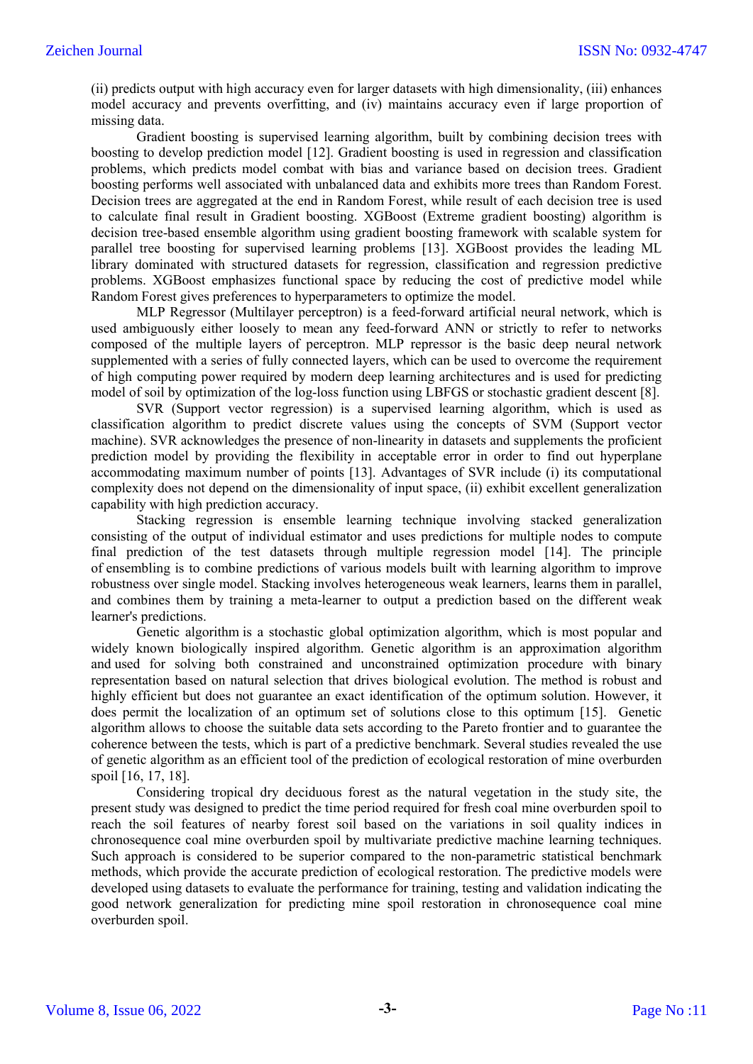(ii) predicts output with high accuracy even for larger datasets with high dimensionality, (iii) enhances model accuracy and prevents overfitting, and (iv) maintains accuracy even if large proportion of missing data.

Gradient boosting is supervised learning algorithm, built by combining decision trees with boosting to develop prediction model [12]. Gradient boosting is used in regression and classification problems, which predicts model combat with bias and variance based on decision trees. Gradient boosting performs well associated with unbalanced data and exhibits more trees than Random Forest. Decision trees are aggregated at the end in Random Forest, while result of each decision tree is used to calculate final result in Gradient boosting. XGBoost (Extreme gradient boosting) algorithm is decision tree-based ensemble algorithm using gradient boosting framework with scalable system for parallel tree boosting for supervised learning problems [13]. XGBoost provides the leading ML library dominated with structured datasets for regression, classification and regression predictive problems. XGBoost emphasizes functional space by reducing the cost of predictive model while Random Forest gives preferences to hyperparameters to optimize the model.

MLP Regressor (Multilayer perceptron) is a feed-forward artificial neural network, which is used ambiguously either loosely to mean any feed-forward ANN or strictly to refer to networks composed of the multiple layers of perceptron. MLP repressor is the basic deep neural network supplemented with a series of fully connected layers, which can be used to overcome the requirement of high computing power required by modern deep learning architectures and is used for predicting model of soil by optimization of the log-loss function using LBFGS or stochastic gradient descent [8].

SVR (Support vector regression) is a supervised learning algorithm, which is used as classification algorithm to predict discrete values using the concepts of SVM (Support vector machine). SVR acknowledges the presence of non-linearity in datasets and supplements the proficient prediction model by providing the flexibility in acceptable error in order to find out hyperplane accommodating maximum number of points [13]. Advantages of SVR include (i) its computational complexity does not depend on the dimensionality of input space, (ii) exhibit excellent generalization capability with high prediction accuracy.

Stacking regression is ensemble learning technique involving stacked generalization consisting of the output of individual estimator and uses predictions for multiple nodes to compute final prediction of the test datasets through multiple regression model [14]. The principle of ensembling is to combine predictions of various models built with learning algorithm to improve robustness over single model. Stacking involves heterogeneous weak learners, learns them in parallel, and combines them by training a meta-learner to output a prediction based on the different weak learner's predictions.

Genetic algorithm is a stochastic global optimization algorithm, which is most popular and widely known biologically inspired algorithm. Genetic algorithm is an approximation algorithm and used for solving both constrained and unconstrained optimization procedure with binary representation based on natural selection that drives biological evolution. The method is robust and highly efficient but does not guarantee an exact identification of the optimum solution. However, it does permit the localization of an optimum set of solutions close to this optimum [15]. Genetic algorithm allows to choose the suitable data sets according to the Pareto frontier and to guarantee the coherence between the tests, which is part of a predictive benchmark. Several studies revealed the use of genetic algorithm as an efficient tool of the prediction of ecological restoration of mine overburden spoil [16, 17, 18].

Considering tropical dry deciduous forest as the natural vegetation in the study site, the present study was designed to predict the time period required for fresh coal mine overburden spoil to reach the soil features of nearby forest soil based on the variations in soil quality indices in chronosequence coal mine overburden spoil by multivariate predictive machine learning techniques. Such approach is considered to be superior compared to the non-parametric statistical benchmark methods, which provide the accurate prediction of ecological restoration. The predictive models were developed using datasets to evaluate the performance for training, testing and validation indicating the good network generalization for predicting mine spoil restoration in chronosequence coal mine overburden spoil.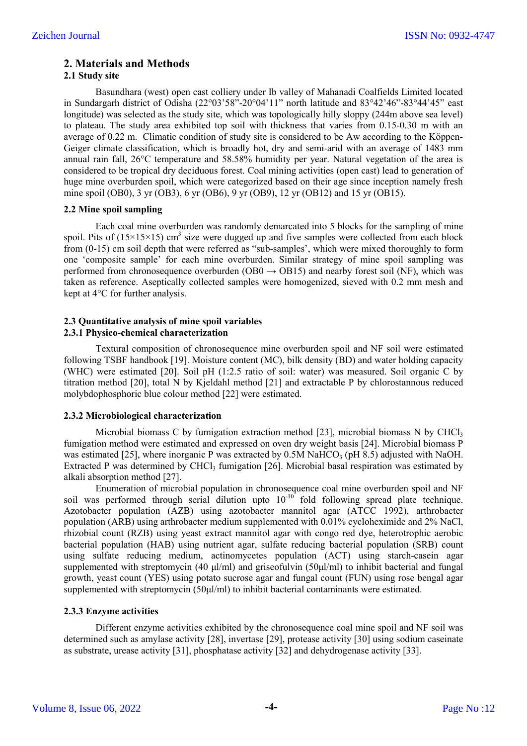## 2. Materials and Methods

### 2.1 Study site

Basundhara (west) open cast colliery under Ib valley of Mahanadi Coalfields Limited located in Sundargarh district of Odisha (22°03'58"-20°04'11" north latitude and 83°42'46"-83°44'45" east longitude) was selected as the study site, which was topologically hilly sloppy (244m above sea level) to plateau. The study area exhibited top soil with thickness that varies from 0.15-0.30 m with an average of 0.22 m. Climatic condition of study site is considered to be Aw according to the Köppen-Geiger climate classification, which is broadly hot, dry and semi-arid with an average of 1483 mm annual rain fall, 26°C temperature and 58.58% humidity per year. Natural vegetation of the area is considered to be tropical dry deciduous forest. Coal mining activities (open cast) lead to generation of huge mine overburden spoil, which were categorized based on their age since inception namely fresh mine spoil (OB0), 3 yr (OB3), 6 yr (OB6), 9 yr (OB9), 12 yr (OB12) and 15 yr (OB15).

### 2.2 Mine spoil sampling

Each coal mine overburden was randomly demarcated into 5 blocks for the sampling of mine spoil. Pits of $(15\times15\times15)$ $cm^3$ size were dugged up and five samples were collected from each block from (0-15) cm soil depth that were referred as "sub-samples', which were mixed thoroughly to form one 'composite sample' for each mine overburden. Similar strategy of mine spoil sampling was performed from chronosequence overburden (OB0 → OB15) and nearby forest soil (NF), which was taken as reference. Aseptically collected samples were homogenized, sieved with 0.2 mm mesh and kept at 4°C for further analysis.

### 2.3 Quantitative analysis of mine spoil variables

#### 2.3.1 Physico-chemical characterization

Textural composition of chronosequence mine overburden spoil and NF soil were estimated following TSBF handbook [19]. Moisture content (MC), bilk density (BD) and water holding capacity (WHC) were estimated [20]. Soil pH (1:2.5 ratio of soil: water) was measured. Soil organic C by titration method [20], total N by Kjeldahl method [21] and extractable P by chlorostannous reduced molybdophosphoric blue colour method [22] were estimated.

#### 2.3.2 Microbiological characterization

Microbial biomass C by fumigation extraction method [23], microbial biomass N by $CHCl_3$ fumigation method were estimated and expressed on oven dry weight basis [24]. Microbial biomass P was estimated [25], where inorganic P was extracted by 0.5M $NaHCO_3$ (pH 8.5) adjusted with NaOH. Extracted P was determined by $CHCl_3$ fumigation [26]. Microbial basal respiration was estimated by alkali absorption method [27].

Enumeration of microbial population in chronosequence coal mine overburden spoil and NF soil was performed through serial dilution upto $10^{-10}$ fold following spread plate technique. Azotobacter population (AZB) using azotobacter mannitol agar (ATCC 1992), arthrobacter population (ARB) using arthrobacter medium supplemented with 0.01% cycloheximide and 2% NaCl, rhizobial count (RZB) using yeast extract mannitol agar with congo red dye, heterotrophic aerobic bacterial population (HAB) using nutrient agar, sulfate reducing bacterial population (SRB) count using sulfate reducing medium, actinomycetes population (ACT) using starch-casein agar supplemented with streptomycin (40 µl/ml) and griseofulvin (50µl/ml) to inhibit bacterial and fungal growth, yeast count (YES) using potato sucrose agar and fungal count (FUN) using rose bengal agar supplemented with streptomycin (50µl/ml) to inhibit bacterial contaminants were estimated.

#### 2.3.3 Enzyme activities

Different enzyme activities exhibited by the chronosequence coal mine spoil and NF soil was determined such as amylase activity [28], invertase [29], protease activity [30] using sodium caseinate as substrate, urease activity [31], phosphatase activity [32] and dehydrogenase activity [33].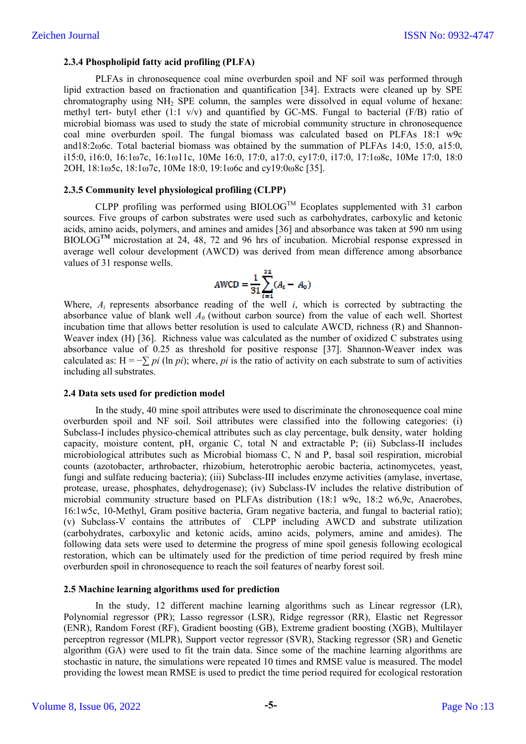### 2.3.4 Phospholipid fatty acid profiling (PLFA)

PLFAs in chronosequence coal mine overburden spoil and NF soil was performed through lipid extraction based on fractionation and quantification [34]. Extracts were cleaned up by SPE chromatography using $NH_2$ SPE column, the samples were dissolved in equal volume of hexane: methyl tert- butyl ether (1:1 v/v) and quantified by GC-MS. Fungal to bacterial (F/B) ratio of microbial biomass was used to study the state of microbial community structure in chronosequence coal mine overburden spoil. The fungal biomass was calculated based on PLFAs 18:1 w9c and18:2ω6c. Total bacterial biomass was obtained by the summation of PLFAs 14:0, 15:0, a15:0, i15:0, i16:0, 16:1ω7c, 16:1ω11c, 10Me 16:0, 17:0, a17:0, cy17:0, i17:0, 17:1ω8c, 10Me 17:0, 18:0 2OH, 18:1ω5c, 18:1ω7c, 10Me 18:0, 19:1ω6c and cy19:0ω8c [35].

### 2.3.5 Community level physiological profiling (CLPP)

CLPP profiling was performed using BIOLOG™ Ecoplates supplemented with 31 carbon sources. Five groups of carbon substrates were used such as carbohydrates, carboxylic and ketonic acids, amino acids, polymers, and amines and amides [36] and absorbance was taken at 590 nm using BIOLOG™ microstation at 24, 48, 72 and 96 hrs of incubation. Microbial response expressed in average well colour development (AWCD) was derived from mean difference among absorbance values of 31 response wells.

$$AWCD = \frac{1}{31}\sum_{i=1}^{31}(A_i - A_0)$$

Where, $A_i$ represents absorbance reading of the well $i$, which is corrected by subtracting the absorbance value of blank well $A_0$ (without carbon source) from the value of each well. Shortest incubation time that allows better resolution is used to calculate AWCD, richness (R) and Shannon-Weaver index (H) [36]. Richness value was calculated as the number of oxidized C substrates using absorbance value of 0.25 as threshold for positive response [37]. Shannon-Weaver index was calculated as: $H = -\sum pi\ (\ln pi)$; where, $pi$ is the ratio of activity on each substrate to sum of activities including all substrates.

### 2.4 Data sets used for prediction model

In the study, 40 mine spoil attributes were used to discriminate the chronosequence coal mine overburden spoil and NF soil. Soil attributes were classified into the following categories: (i) Subclass-I includes physico-chemical attributes such as clay percentage, bulk density, water holding capacity, moisture content, pH, organic C, total N and extractable P; (ii) Subclass-II includes microbiological attributes such as Microbial biomass C, N and P, basal soil respiration, microbial counts (azotobacter, arthrobacter, rhizobium, heterotrophic aerobic bacteria, actinomycetes, yeast, fungi and sulfate reducing bacteria); (iii) Subclass-III includes enzyme activities (amylase, invertase, protease, urease, phosphates, dehydrogenase); (iv) Subclass-IV includes the relative distribution of microbial community structure based on PLFAs distribution (18:1 w9c, 18:2 w6,9c, Anaerobes, 16:1w5c, 10-Methyl, Gram positive bacteria, Gram negative bacteria, and fungal to bacterial ratio); (v) Subclass-V contains the attributes of CLPP including AWCD and substrate utilization (carbohydrates, carboxylic and ketonic acids, amino acids, polymers, amine and amides). The following data sets were used to determine the progress of mine spoil genesis following ecological restoration, which can be ultimately used for the prediction of time period required by fresh mine overburden spoil in chronosequence to reach the soil features of nearby forest soil.

### 2.5 Machine learning algorithms used for prediction

In the study, 12 different machine learning algorithms such as Linear regressor (LR), Polynomial regressor (PR); Lasso regressor (LSR), Ridge regressor (RR), Elastic net Regressor (ENR), Random Forest (RF), Gradient boosting (GB), Extreme gradient boosting (XGB), Multilayer perceptron regressor (MLPR), Support vector regressor (SVR), Stacking regressor (SR) and Genetic algorithm (GA) were used to fit the train data. Since some of the machine learning algorithms are stochastic in nature, the simulations were repeated 10 times and RMSE value is measured. The model providing the lowest mean RMSE is used to predict the time period required for ecological restoration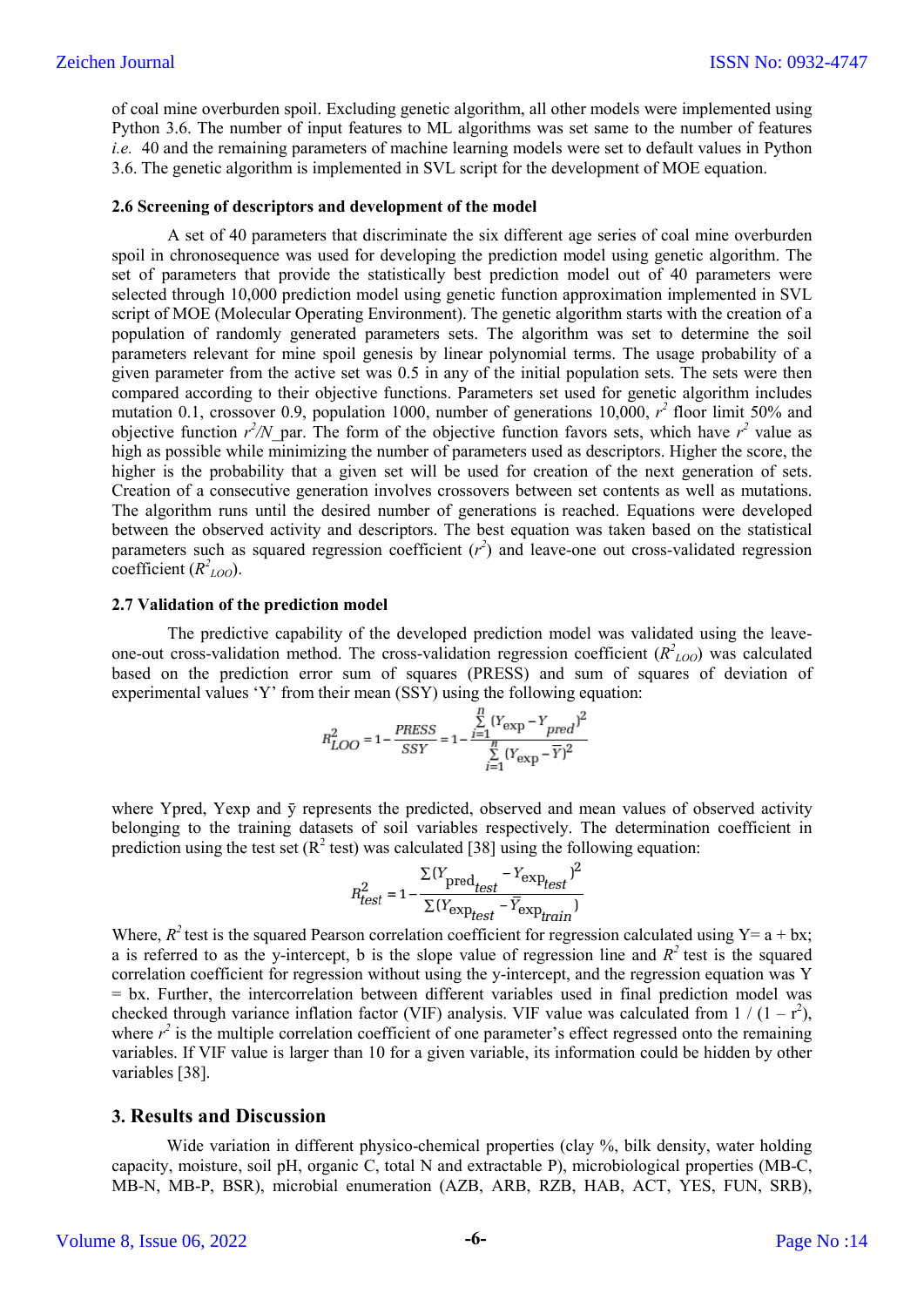of coal mine overburden spoil. Excluding genetic algorithm, all other models were implemented using Python 3.6. The number of input features to ML algorithms was set same to the number of features *i.e.* 40 and the remaining parameters of machine learning models were set to default values in Python 3.6. The genetic algorithm is implemented in SVL script for the development of MOE equation.

### 2.6 Screening of descriptors and development of the model

A set of 40 parameters that discriminate the six different age series of coal mine overburden spoil in chronosequence was used for developing the prediction model using genetic algorithm. The set of parameters that provide the statistically best prediction model out of 40 parameters were selected through 10,000 prediction model using genetic function approximation implemented in SVL script of MOE (Molecular Operating Environment). The genetic algorithm starts with the creation of a population of randomly generated parameters sets. The algorithm was set to determine the soil parameters relevant for mine spoil genesis by linear polynomial terms. The usage probability of a given parameter from the active set was 0.5 in any of the initial population sets. The sets were then compared according to their objective functions. Parameters set used for genetic algorithm includes mutation 0.1, crossover 0.9, population 1000, number of generations 10,000, $r^2$ floor limit 50% and objective function $r^2$/N_par. The form of the objective function favors sets, which have $r^2$ value as high as possible while minimizing the number of parameters used as descriptors. Higher the score, the higher is the probability that a given set will be used for creation of the next generation of sets. Creation of a consecutive generation involves crossovers between set contents as well as mutations. The algorithm runs until the desired number of generations is reached. Equations were developed between the observed activity and descriptors. The best equation was taken based on the statistical parameters such as squared regression coefficient ($r^2$) and leave-one out cross-validated regression coefficient ($R^2_{LOO}$).

### 2.7 Validation of the prediction model

The predictive capability of the developed prediction model was validated using the leave-one-out cross-validation method. The cross-validation regression coefficient ($R^2_{LOO}$) was calculated based on the prediction error sum of squares (PRESS) and sum of squares of deviation of experimental values 'Y' from their mean (SSY) using the following equation:

$$R^2_{LOO} = 1 - \frac{PRESS}{SSY} = 1 - \frac{\sum_{i=1}^{n} (Y_{exp} - Y_{pred})^2}{\sum_{i=1}^{n} (Y_{exp} - \bar{Y})^2}$$

where Ypred, Yexp and ȳ represents the predicted, observed and mean values of observed activity belonging to the training datasets of soil variables respectively. The determination coefficient in prediction using the test set ($R^2$ test) was calculated [38] using the following equation:

$$R^2_{test} = 1 - \frac{\sum (Y_{pred_{test}} - Y_{exp_{test}})^2}{\sum (Y_{exp_{test}} - \bar{Y}_{exp_{train}})}$$

Where, $R^2$ test is the squared Pearson correlation coefficient for regression calculated using Y= a + bx; a is referred to as the y-intercept, b is the slope value of regression line and $R^2$ test is the squared correlation coefficient for regression without using the y-intercept, and the regression equation was Y = bx. Further, the intercorrelation between different variables used in final prediction model was checked through variance inflation factor (VIF) analysis. VIF value was calculated from $1 / (1 - r^2)$, where $r^2$ is the multiple correlation coefficient of one parameter's effect regressed onto the remaining variables. If VIF value is larger than 10 for a given variable, its information could be hidden by other variables [38].

## 3. Results and Discussion

Wide variation in different physico-chemical properties (clay %, bilk density, water holding capacity, moisture, soil pH, organic C, total N and extractable P), microbiological properties (MB-C, MB-N, MB-P, BSR), microbial enumeration (AZB, ARB, RZB, HAB, ACT, YES, FUN, SRB),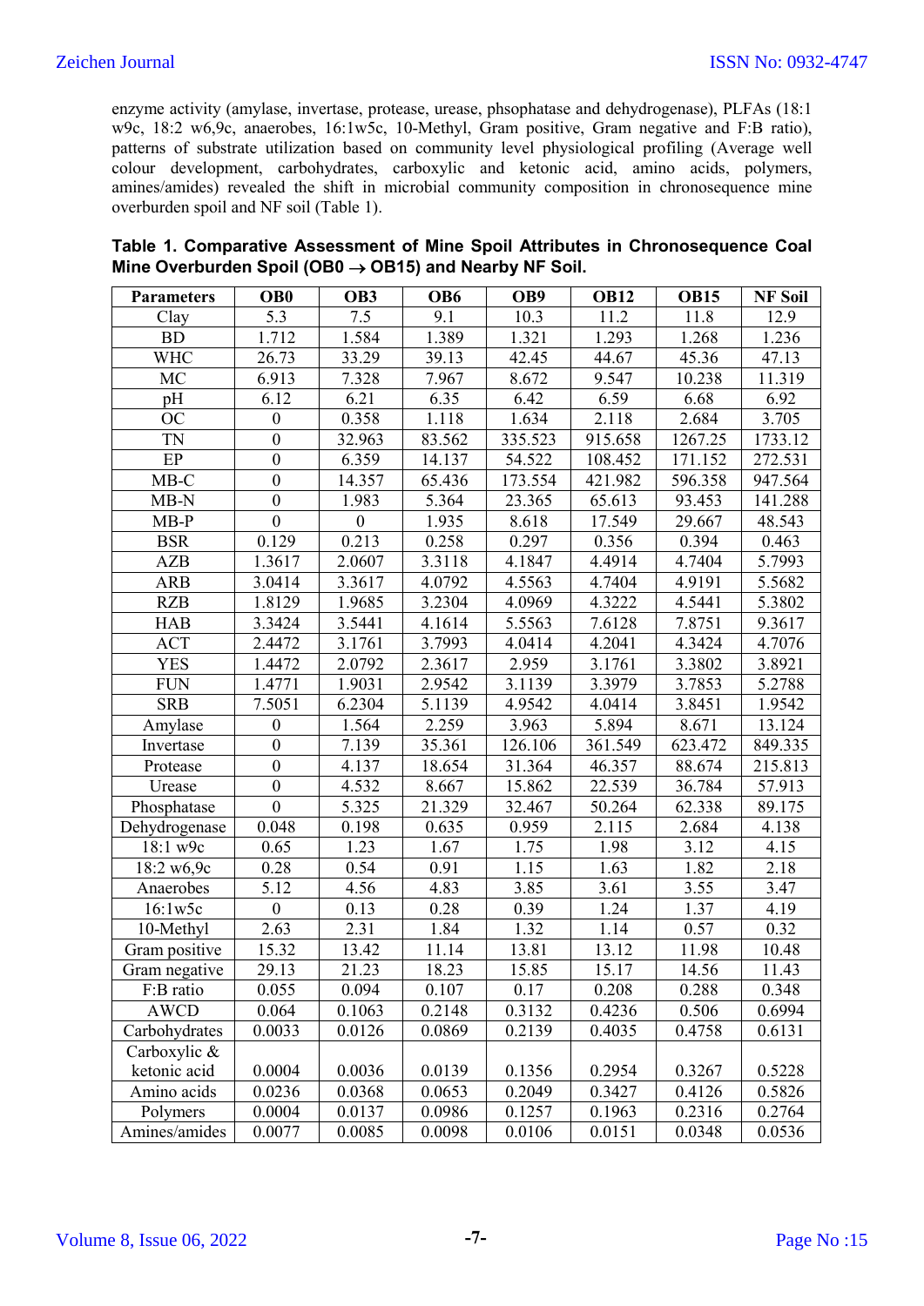enzyme activity (amylase, invertase, protease, urease, phsophatase and dehydrogenase), PLFAs (18:1 w9c, 18:2 w6,9c, anaerobes, 16:1w5c, 10-Methyl, Gram positive, Gram negative and F:B ratio), patterns of substrate utilization based on community level physiological profiling (Average well colour development, carbohydrates, carboxylic and ketonic acid, amino acids, polymers, amines/amides) revealed the shift in microbial community composition in chronosequence mine overburden spoil and NF soil (Table 1).

**Table 1. Comparative Assessment of Mine Spoil Attributes in Chronosequence Coal Mine Overburden Spoil (OB0 → OB15) and Nearby NF Soil.**

| Parameters | OB0 | OB3 | OB6 | OB9 | OB12 | OB15 | NF Soil |
|---|---|---|---|---|---|---|---|
| Clay | 5.3 | 7.5 | 9.1 | 10.3 | 11.2 | 11.8 | 12.9 |
| BD | 1.712 | 1.584 | 1.389 | 1.321 | 1.293 | 1.268 | 1.236 |
| WHC | 26.73 | 33.29 | 39.13 | 42.45 | 44.67 | 45.36 | 47.13 |
| MC | 6.913 | 7.328 | 7.967 | 8.672 | 9.547 | 10.238 | 11.319 |
| pH | 6.12 | 6.21 | 6.35 | 6.42 | 6.59 | 6.68 | 6.92 |
| OC | 0 | 0.358 | 1.118 | 1.634 | 2.118 | 2.684 | 3.705 |
| TN | 0 | 32.963 | 83.562 | 335.523 | 915.658 | 1267.25 | 1733.12 |
| EP | 0 | 6.359 | 14.137 | 54.522 | 108.452 | 171.152 | 272.531 |
| MB-C | 0 | 14.357 | 65.436 | 173.554 | 421.982 | 596.358 | 947.564 |
| MB-N | 0 | 1.983 | 5.364 | 23.365 | 65.613 | 93.453 | 141.288 |
| MB-P | 0 | 0 | 1.935 | 8.618 | 17.549 | 29.667 | 48.543 |
| BSR | 0.129 | 0.213 | 0.258 | 0.297 | 0.356 | 0.394 | 0.463 |
| AZB | 1.3617 | 2.0607 | 3.3118 | 4.1847 | 4.4914 | 4.7404 | 5.7993 |
| ARB | 3.0414 | 3.3617 | 4.0792 | 4.5563 | 4.7404 | 4.9191 | 5.5682 |
| RZB | 1.8129 | 1.9685 | 3.2304 | 4.0969 | 4.3222 | 4.5441 | 5.3802 |
| HAB | 3.3424 | 3.5441 | 4.1614 | 5.5563 | 7.6128 | 7.8751 | 9.3617 |
| ACT | 2.4472 | 3.1761 | 3.7993 | 4.0414 | 4.2041 | 4.3424 | 4.7076 |
| YES | 1.4472 | 2.0792 | 2.3617 | 2.959 | 3.1761 | 3.3802 | 3.8921 |
| FUN | 1.4771 | 1.9031 | 2.9542 | 3.1139 | 3.3979 | 3.7853 | 5.2788 |
| SRB | 7.5051 | 6.2304 | 5.1139 | 4.9542 | 4.0414 | 3.8451 | 1.9542 |
| Amylase | 0 | 1.564 | 2.259 | 3.963 | 5.894 | 8.671 | 13.124 |
| Invertase | 0 | 7.139 | 35.361 | 126.106 | 361.549 | 623.472 | 849.335 |
| Protease | 0 | 4.137 | 18.654 | 31.364 | 46.357 | 88.674 | 215.813 |
| Urease | 0 | 4.532 | 8.667 | 15.862 | 22.539 | 36.784 | 57.913 |
| Phosphatase | 0 | 5.325 | 21.329 | 32.467 | 50.264 | 62.338 | 89.175 |
| Dehydrogenase | 0.048 | 0.198 | 0.635 | 0.959 | 2.115 | 2.684 | 4.138 |
| 18:1 w9c | 0.65 | 1.23 | 1.67 | 1.75 | 1.98 | 3.12 | 4.15 |
| 18:2 w6,9c | 0.28 | 0.54 | 0.91 | 1.15 | 1.63 | 1.82 | 2.18 |
| Anaerobes | 5.12 | 4.56 | 4.83 | 3.85 | 3.61 | 3.55 | 3.47 |
| 16:1w5c | 0 | 0.13 | 0.28 | 0.39 | 1.24 | 1.37 | 4.19 |
| 10-Methyl | 2.63 | 2.31 | 1.84 | 1.32 | 1.14 | 0.57 | 0.32 |
| Gram positive | 15.32 | 13.42 | 11.14 | 13.81 | 13.12 | 11.98 | 10.48 |
| Gram negative | 29.13 | 21.23 | 18.23 | 15.85 | 15.17 | 14.56 | 11.43 |
| F:B ratio | 0.055 | 0.094 | 0.107 | 0.17 | 0.208 | 0.288 | 0.348 |
| AWCD | 0.064 | 0.1063 | 0.2148 | 0.3132 | 0.4236 | 0.506 | 0.6994 |
| Carbohydrates | 0.0033 | 0.0126 | 0.0869 | 0.2139 | 0.4035 | 0.4758 | 0.6131 |
| Carboxylic & ketonic acid | 0.0004 | 0.0036 | 0.0139 | 0.1356 | 0.2954 | 0.3267 | 0.5228 |
| Amino acids | 0.0236 | 0.0368 | 0.0653 | 0.2049 | 0.3427 | 0.4126 | 0.5826 |
| Polymers | 0.0004 | 0.0137 | 0.0986 | 0.1257 | 0.1963 | 0.2316 | 0.2764 |
| Amines/amides | 0.0077 | 0.0085 | 0.0098 | 0.0106 | 0.0151 | 0.0348 | 0.0536 |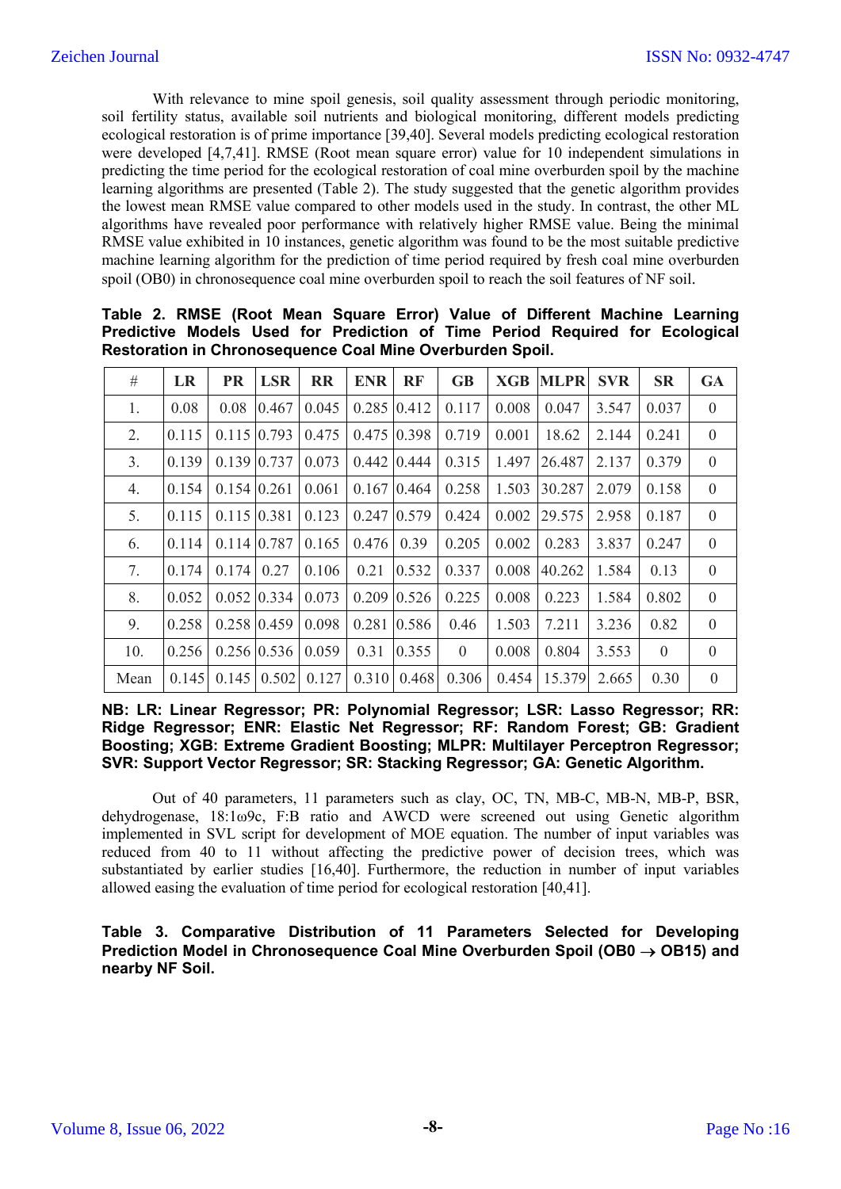With relevance to mine spoil genesis, soil quality assessment through periodic monitoring, soil fertility status, available soil nutrients and biological monitoring, different models predicting ecological restoration is of prime importance [39,40]. Several models predicting ecological restoration were developed [4,7,41]. RMSE (Root mean square error) value for 10 independent simulations in predicting the time period for the ecological restoration of coal mine overburden spoil by the machine learning algorithms are presented (Table 2). The study suggested that the genetic algorithm provides the lowest mean RMSE value compared to other models used in the study. In contrast, the other ML algorithms have revealed poor performance with relatively higher RMSE value. Being the minimal RMSE value exhibited in 10 instances, genetic algorithm was found to be the most suitable predictive machine learning algorithm for the prediction of time period required by fresh coal mine overburden spoil (OB0) in chronosequence coal mine overburden spoil to reach the soil features of NF soil.

**Table 2. RMSE (Root Mean Square Error) Value of Different Machine Learning Predictive Models Used for Prediction of Time Period Required for Ecological Restoration in Chronosequence Coal Mine Overburden Spoil.**

| # | LR | PR | LSR | RR | ENR | RF | GB | XGB | MLPR | SVR | SR | GA |
|---|---|---|---|---|---|---|---|---|---|---|---|---|
| 1. | 0.08 | 0.08 | 0.467 | 0.045 | 0.285 | 0.412 | 0.117 | 0.008 | 0.047 | 3.547 | 0.037 | 0 |
| 2. | 0.115 | 0.115 | 0.793 | 0.475 | 0.475 | 0.398 | 0.719 | 0.001 | 18.62 | 2.144 | 0.241 | 0 |
| 3. | 0.139 | 0.139 | 0.737 | 0.073 | 0.442 | 0.444 | 0.315 | 1.497 | 26.487 | 2.137 | 0.379 | 0 |
| 4. | 0.154 | 0.154 | 0.261 | 0.061 | 0.167 | 0.464 | 0.258 | 1.503 | 30.287 | 2.079 | 0.158 | 0 |
| 5. | 0.115 | 0.115 | 0.381 | 0.123 | 0.247 | 0.579 | 0.424 | 0.002 | 29.575 | 2.958 | 0.187 | 0 |
| 6. | 0.114 | 0.114 | 0.787 | 0.165 | 0.476 | 0.39 | 0.205 | 0.002 | 0.283 | 3.837 | 0.247 | 0 |
| 7. | 0.174 | 0.174 | 0.27 | 0.106 | 0.21 | 0.532 | 0.337 | 0.008 | 40.262 | 1.584 | 0.13 | 0 |
| 8. | 0.052 | 0.052 | 0.334 | 0.073 | 0.209 | 0.526 | 0.225 | 0.008 | 0.223 | 1.584 | 0.802 | 0 |
| 9. | 0.258 | 0.258 | 0.459 | 0.098 | 0.281 | 0.586 | 0.46 | 1.503 | 7.211 | 3.236 | 0.82 | 0 |
| 10. | 0.256 | 0.256 | 0.536 | 0.059 | 0.31 | 0.355 | 0 | 0.008 | 0.804 | 3.553 | 0 | 0 |
| Mean | 0.145 | 0.145 | 0.502 | 0.127 | 0.310 | 0.468 | 0.306 | 0.454 | 15.379 | 2.665 | 0.30 | 0 |

**NB: LR: Linear Regressor; PR: Polynomial Regressor; LSR: Lasso Regressor; RR: Ridge Regressor; ENR: Elastic Net Regressor; RF: Random Forest; GB: Gradient Boosting; XGB: Extreme Gradient Boosting; MLPR: Multilayer Perceptron Regressor; SVR: Support Vector Regressor; SR: Stacking Regressor; GA: Genetic Algorithm.**

Out of 40 parameters, 11 parameters such as clay, OC, TN, MB-C, MB-N, MB-P, BSR, dehydrogenase, 18:1ω9c, F:B ratio and AWCD were screened out using Genetic algorithm implemented in SVL script for development of MOE equation. The number of input variables was reduced from 40 to 11 without affecting the predictive power of decision trees, which was substantiated by earlier studies [16,40]. Furthermore, the reduction in number of input variables allowed easing the evaluation of time period for ecological restoration [40,41].

**Table 3. Comparative Distribution of 11 Parameters Selected for Developing Prediction Model in Chronosequence Coal Mine Overburden Spoil (OB0 → OB15) and nearby NF Soil.**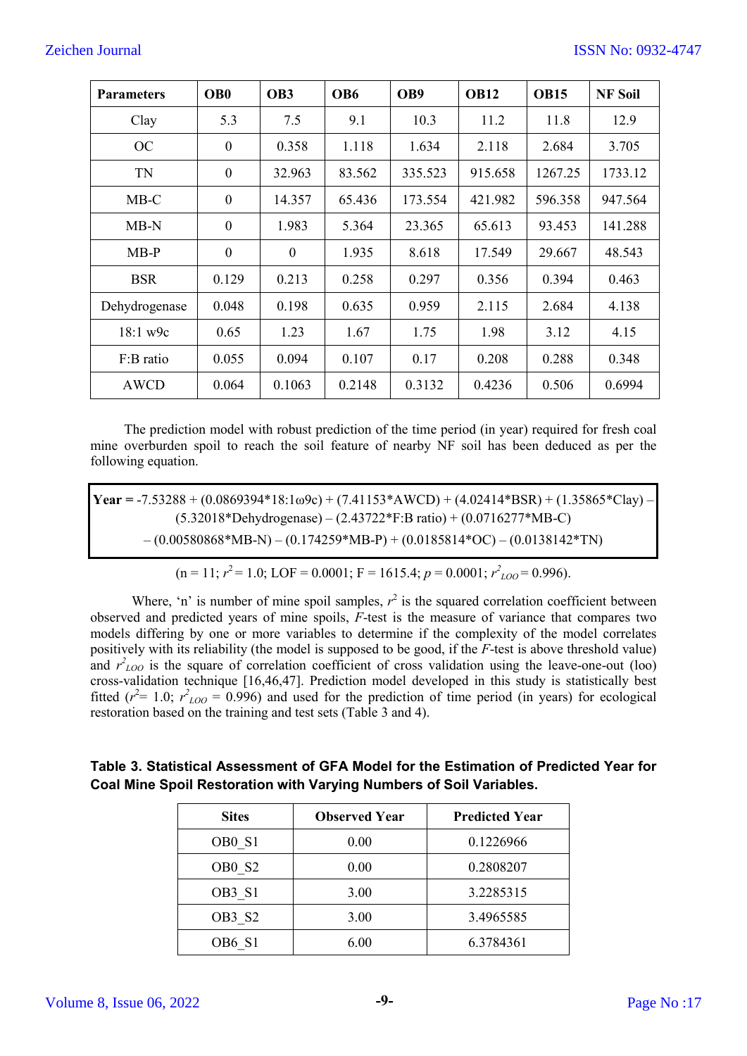| Parameters | OB0 | OB3 | OB6 | OB9 | OB12 | OB15 | NF Soil |
|---|---|---|---|---|---|---|---|
| Clay | 5.3 | 7.5 | 9.1 | 10.3 | 11.2 | 11.8 | 12.9 |
| OC | 0 | 0.358 | 1.118 | 1.634 | 2.118 | 2.684 | 3.705 |
| TN | 0 | 32.963 | 83.562 | 335.523 | 915.658 | 1267.25 | 1733.12 |
| MB-C | 0 | 14.357 | 65.436 | 173.554 | 421.982 | 596.358 | 947.564 |
| MB-N | 0 | 1.983 | 5.364 | 23.365 | 65.613 | 93.453 | 141.288 |
| MB-P | 0 | 0 | 1.935 | 8.618 | 17.549 | 29.667 | 48.543 |
| BSR | 0.129 | 0.213 | 0.258 | 0.297 | 0.356 | 0.394 | 0.463 |
| Dehydrogenase | 0.048 | 0.198 | 0.635 | 0.959 | 2.115 | 2.684 | 4.138 |
| 18:1 w9c | 0.65 | 1.23 | 1.67 | 1.75 | 1.98 | 3.12 | 4.15 |
| F:B ratio | 0.055 | 0.094 | 0.107 | 0.17 | 0.208 | 0.288 | 0.348 |
| AWCD | 0.064 | 0.1063 | 0.2148 | 0.3132 | 0.4236 | 0.506 | 0.6994 |

The prediction model with robust prediction of the time period (in year) required for fresh coal mine overburden spoil to reach the soil feature of nearby NF soil has been deduced as per the following equation.

**Year =** -7.53288 + (0.0869394*18:1ω9c) + (7.41153*AWCD) + (4.02414*BSR) + (1.35865*Clay) – (5.32018*Dehydrogenase) – (2.43722*F:B ratio) + (0.0716277*MB-C) – (0.00580868*MB-N) – (0.174259*MB-P) + (0.0185814*OC) – (0.0138142*TN)

(n = 11; $r^2$ = 1.0; LOF = 0.0001; F = 1615.4; $p$ = 0.0001; $r^2_{LOO}$ = 0.996).

Where, 'n' is number of mine spoil samples, $r^2$ is the squared correlation coefficient between observed and predicted years of mine spoils, *F*-test is the measure of variance that compares two models differing by one or more variables to determine if the complexity of the model correlates positively with its reliability (the model is supposed to be good, if the *F*-test is above threshold value) and $r^2_{LOO}$ is the square of correlation coefficient of cross validation using the leave-one-out (loo) cross-validation technique [16,46,47]. Prediction model developed in this study is statistically best fitted ($r^2$= 1.0; $r^2_{LOO}$ = 0.996) and used for the prediction of time period (in years) for ecological restoration based on the training and test sets (Table 3 and 4).

**Table 3. Statistical Assessment of GFA Model for the Estimation of Predicted Year for Coal Mine Spoil Restoration with Varying Numbers of Soil Variables.**

| Sites | Observed Year | Predicted Year |
|---|---|---|
| OB0_S1 | 0.00 | 0.1226966 |
| OB0_S2 | 0.00 | 0.2808207 |
| OB3_S1 | 3.00 | 3.2285315 |
| OB3_S2 | 3.00 | 3.4965585 |
| OB6_S1 | 6.00 | 6.3784361 |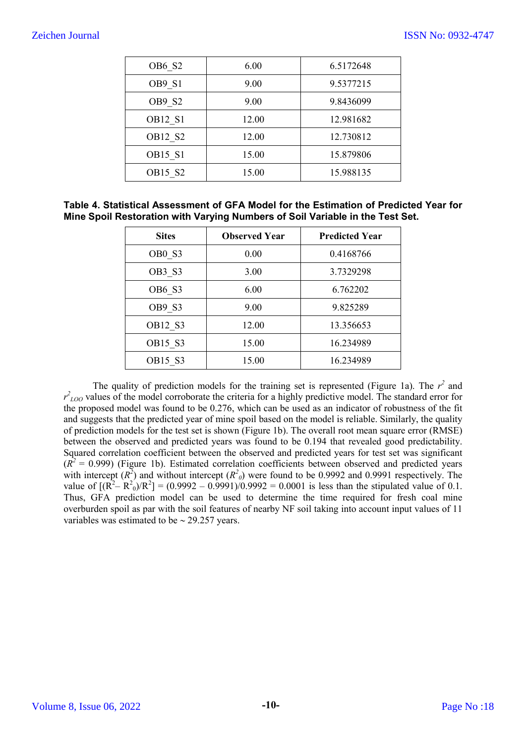| OB6_S2 | 6.00 | 6.5172648 |
|---|---|---|
| OB9_S1 | 9.00 | 9.5377215 |
| OB9_S2 | 9.00 | 9.8436099 |
| OB12_S1 | 12.00 | 12.981682 |
| OB12_S2 | 12.00 | 12.730812 |
| OB15_S1 | 15.00 | 15.879806 |
| OB15_S2 | 15.00 | 15.988135 |

**Table 4. Statistical Assessment of GFA Model for the Estimation of Predicted Year for Mine Spoil Restoration with Varying Numbers of Soil Variable in the Test Set.**

| Sites | Observed Year | Predicted Year |
|---|---|---|
| OB0_S3 | 0.00 | 0.4168766 |
| OB3_S3 | 3.00 | 3.7329298 |
| OB6_S3 | 6.00 | 6.762202 |
| OB9_S3 | 9.00 | 9.825289 |
| OB12_S3 | 12.00 | 13.356653 |
| OB15_S3 | 15.00 | 16.234989 |
| OB15_S3 | 15.00 | 16.234989 |

The quality of prediction models for the training set is represented (Figure 1a). The $r^2$ and $r^2_{LOO}$ values of the model corroborate the criteria for a highly predictive model. The standard error for the proposed model was found to be 0.276, which can be used as an indicator of robustness of the fit and suggests that the predicted year of mine spoil based on the model is reliable. Similarly, the quality of prediction models for the test set is shown (Figure 1b). The overall root mean square error (RMSE) between the observed and predicted years was found to be 0.194 that revealed good predictability. Squared correlation coefficient between the observed and predicted years for test set was significant ($R^2$ = 0.999) (Figure 1b). Estimated correlation coefficients between observed and predicted years with intercept ($R^2$) and without intercept ($R^2_0$) were found to be 0.9992 and 0.9991 respectively. The value of $[(R^2 - R^2_0)/R^2] = (0.9992 - 0.9991)/0.9992 = 0.0001$ is less than the stipulated value of 0.1. Thus, GFA prediction model can be used to determine the time required for fresh coal mine overburden spoil as par with the soil features of nearby NF soil taking into account input values of 11 variables was estimated to be ~ 29.257 years.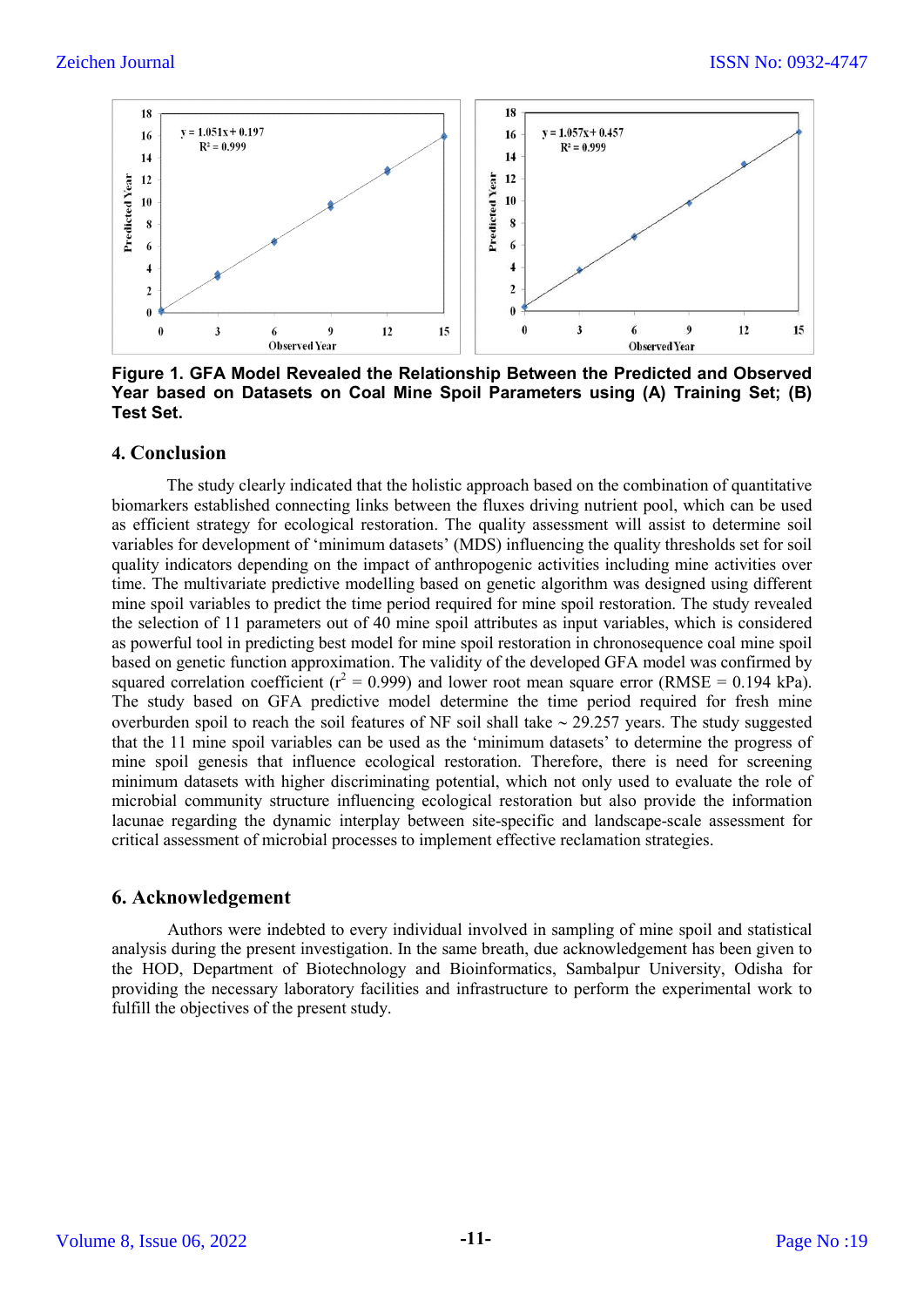Figure 1. GFA Model Revealed the Relationship Between the Predicted and Observed Year based on Datasets on Coal Mine Spoil Parameters using (A) Training Set; (B) Test Set.

## 4. Conclusion

The study clearly indicated that the holistic approach based on the combination of quantitative biomarkers established connecting links between the fluxes driving nutrient pool, which can be used as efficient strategy for ecological restoration. The quality assessment will assist to determine soil variables for development of 'minimum datasets' (MDS) influencing the quality thresholds set for soil quality indicators depending on the impact of anthropogenic activities including mine activities over time. The multivariate predictive modelling based on genetic algorithm was designed using different mine spoil variables to predict the time period required for mine spoil restoration. The study revealed the selection of 11 parameters out of 40 mine spoil attributes as input variables, which is considered as powerful tool in predicting best model for mine spoil restoration in chronosequence coal mine spoil based on genetic function approximation. The validity of the developed GFA model was confirmed by squared correlation coefficient ($r^2$ = 0.999) and lower root mean square error (RMSE = 0.194 kPa). The study based on GFA predictive model determine the time period required for fresh mine overburden spoil to reach the soil features of NF soil shall take ~ 29.257 years. The study suggested that the 11 mine spoil variables can be used as the 'minimum datasets' to determine the progress of mine spoil genesis that influence ecological restoration. Therefore, there is need for screening minimum datasets with higher discriminating potential, which not only used to evaluate the role of microbial community structure influencing ecological restoration but also provide the information lacunae regarding the dynamic interplay between site-specific and landscape-scale assessment for critical assessment of microbial processes to implement effective reclamation strategies.

## 6. Acknowledgement

Authors were indebted to every individual involved in sampling of mine spoil and statistical analysis during the present investigation. In the same breath, due acknowledgement has been given to the HOD, Department of Biotechnology and Bioinformatics, Sambalpur University, Odisha for providing the necessary laboratory facilities and infrastructure to perform the experimental work to fulfill the objectives of the present study.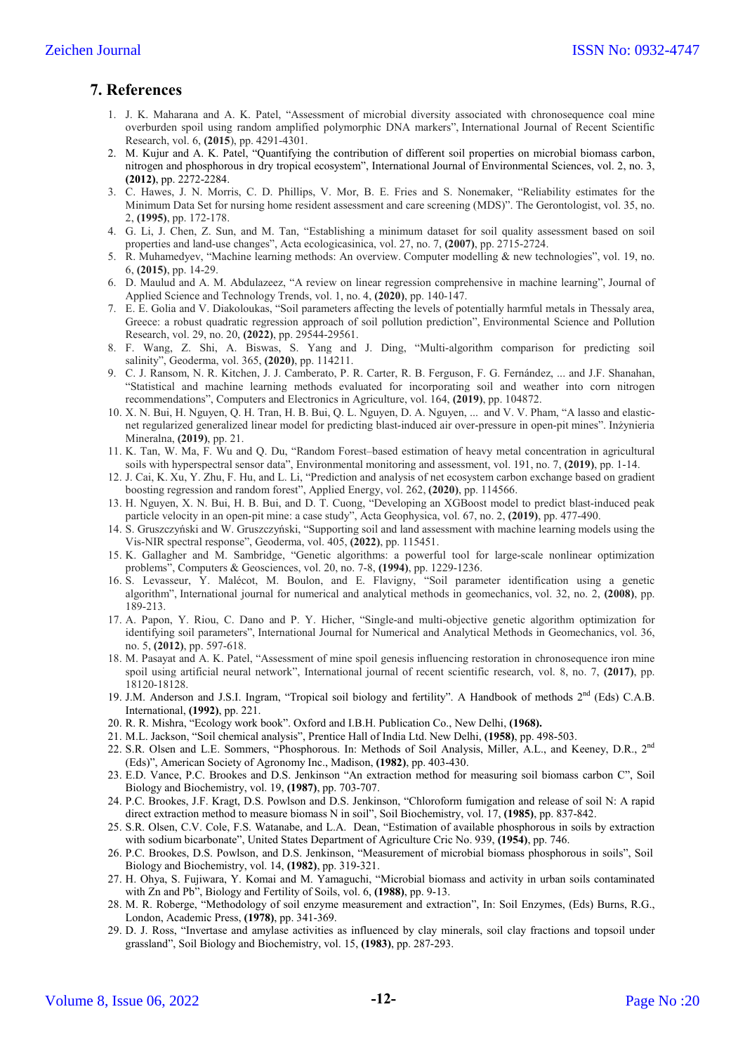## 7. References

1. J. K. Maharana and A. K. Patel, "Assessment of microbial diversity associated with chronosequence coal mine overburden spoil using random amplified polymorphic DNA markers", International Journal of Recent Scientific Research, vol. 6, **(2015**), pp. 4291-4301.
2. M. Kujur and A. K. Patel, "Quantifying the contribution of different soil properties on microbial biomass carbon, nitrogen and phosphorous in dry tropical ecosystem", International Journal of Environmental Sciences, vol. 2, no. 3, **(2012)**, pp. 2272-2284.
3. C. Hawes, J. N. Morris, C. D. Phillips, V. Mor, B. E. Fries and S. Nonemaker, "Reliability estimates for the Minimum Data Set for nursing home resident assessment and care screening (MDS)". The Gerontologist, vol. 35, no. 2, **(1995)**, pp. 172-178.
4. G. Li, J. Chen, Z. Sun, and M. Tan, "Establishing a minimum dataset for soil quality assessment based on soil properties and land-use changes", Acta ecologicasinica, vol. 27, no. 7, **(2007)**, pp. 2715-2724.
5. R. Muhamedyev, "Machine learning methods: An overview. Computer modelling & new technologies", vol. 19, no. 6, **(2015)**, pp. 14-29.
6. D. Maulud and A. M. Abdulazeez, "A review on linear regression comprehensive in machine learning", Journal of Applied Science and Technology Trends, vol. 1, no. 4, **(2020)**, pp. 140-147.
7. E. E. Golia and V. Diakoloukas, "Soil parameters affecting the levels of potentially harmful metals in Thessaly area, Greece: a robust quadratic regression approach of soil pollution prediction", Environmental Science and Pollution Research, vol. 29, no. 20, **(2022)**, pp. 29544-29561.
8. F. Wang, Z. Shi, A. Biswas, S. Yang and J. Ding, "Multi-algorithm comparison for predicting soil salinity", Geoderma, vol. 365, **(2020)**, pp. 114211.
9. C. J. Ransom, N. R. Kitchen, J. J. Camberato, P. R. Carter, R. B. Ferguson, F. G. Fernández, ... and J.F. Shanahan, "Statistical and machine learning methods evaluated for incorporating soil and weather into corn nitrogen recommendations", Computers and Electronics in Agriculture, vol. 164, **(2019)**, pp. 104872.
10. X. N. Bui, H. Nguyen, Q. H. Tran, H. B. Bui, Q. L. Nguyen, D. A. Nguyen, ... and V. V. Pham, "A lasso and elastic-net regularized generalized linear model for predicting blast-induced air over-pressure in open-pit mines". Inżynieria Mineralna, **(2019)**, pp. 21.
11. K. Tan, W. Ma, F. Wu and Q. Du, "Random Forest–based estimation of heavy metal concentration in agricultural soils with hyperspectral sensor data", Environmental monitoring and assessment, vol. 191, no. 7, **(2019)**, pp. 1-14.
12. J. Cai, K. Xu, Y. Zhu, F. Hu, and L. Li, "Prediction and analysis of net ecosystem carbon exchange based on gradient boosting regression and random forest", Applied Energy, vol. 262, **(2020)**, pp. 114566.
13. H. Nguyen, X. N. Bui, H. B. Bui, and D. T. Cuong, "Developing an XGBoost model to predict blast-induced peak particle velocity in an open-pit mine: a case study", Acta Geophysica, vol. 67, no. 2, **(2019)**, pp. 477-490.
14. S. Gruszczyński and W. Gruszczyński, "Supporting soil and land assessment with machine learning models using the Vis-NIR spectral response", Geoderma, vol. 405, **(2022)**, pp. 115451.
15. K. Gallagher and M. Sambridge, "Genetic algorithms: a powerful tool for large-scale nonlinear optimization problems", Computers & Geosciences, vol. 20, no. 7-8, **(1994)**, pp. 1229-1236.
16. S. Levasseur, Y. Malécot, M. Boulon, and E. Flavigny, "Soil parameter identification using a genetic algorithm", International journal for numerical and analytical methods in geomechanics, vol. 32, no. 2, **(2008)**, pp. 189-213.
17. A. Papon, Y. Riou, C. Dano and P. Y. Hicher, "Single-and multi-objective genetic algorithm optimization for identifying soil parameters", International Journal for Numerical and Analytical Methods in Geomechanics, vol. 36, no. 5, **(2012)**, pp. 597-618.
18. M. Pasayat and A. K. Patel, "Assessment of mine spoil genesis influencing restoration in chronosequence iron mine spoil using artificial neural network", International journal of recent scientific research, vol. 8, no. 7, **(2017)**, pp. 18120-18128.
19. J.M. Anderson and J.S.I. Ingram, "Tropical soil biology and fertility". A Handbook of methods 2nd (Eds) C.A.B. International, **(1992)**, pp. 221.
20. R. R. Mishra, "Ecology work book". Oxford and I.B.H. Publication Co., New Delhi, **(1968).**
21. M.L. Jackson, "Soil chemical analysis", Prentice Hall of India Ltd. New Delhi, **(1958)**, pp. 498-503.
22. S.R. Olsen and L.E. Sommers, "Phosphorous. In: Methods of Soil Analysis, Miller, A.L., and Keeney, D.R., 2nd (Eds)", American Society of Agronomy Inc., Madison, **(1982)**, pp. 403-430.
23. E.D. Vance, P.C. Brookes and D.S. Jenkinson "An extraction method for measuring soil biomass carbon C", Soil Biology and Biochemistry, vol. 19, **(1987)**, pp. 703-707.
24. P.C. Brookes, J.F. Kragt, D.S. Powlson and D.S. Jenkinson, "Chloroform fumigation and release of soil N: A rapid direct extraction method to measure biomass N in soil", Soil Biochemistry, vol. 17, **(1985)**, pp. 837-842.
25. S.R. Olsen, C.V. Cole, F.S. Watanabe, and L.A. Dean, "Estimation of available phosphorous in soils by extraction with sodium bicarbonate", United States Department of Agriculture Cric No. 939, **(1954)**, pp. 746.
26. P.C. Brookes, D.S. Powlson, and D.S. Jenkinson, "Measurement of microbial biomass phosphorous in soils", Soil Biology and Biochemistry, vol. 14, **(1982)**, pp. 319-321.
27. H. Ohya, S. Fujiwara, Y. Komai and M. Yamaguchi, "Microbial biomass and activity in urban soils contaminated with Zn and Pb", Biology and Fertility of Soils, vol. 6, **(1988)**, pp. 9-13.
28. M. R. Roberge, "Methodology of soil enzyme measurement and extraction", In: Soil Enzymes, (Eds) Burns, R.G., London, Academic Press, **(1978)**, pp. 341-369.
29. D. J. Ross, "Invertase and amylase activities as influenced by clay minerals, soil clay fractions and topsoil under grassland", Soil Biology and Biochemistry, vol. 15, **(1983)**, pp. 287-293.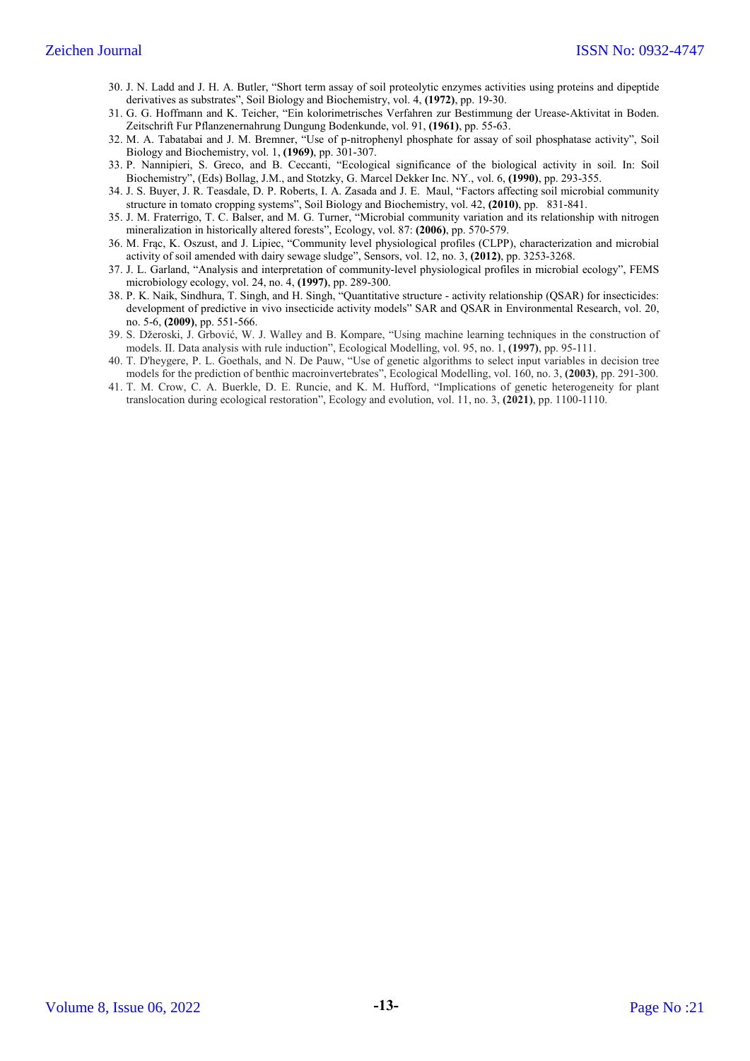30. J. N. Ladd and J. H. A. Butler, "Short term assay of soil proteolytic enzymes activities using proteins and dipeptide derivatives as substrates", Soil Biology and Biochemistry, vol. 4, **(1972)**, pp. 19-30.
31. G. G. Hoffmann and K. Teicher, "Ein kolorimetrisches Verfahren zur Bestimmung der Urease-Aktivitat in Boden. Zeitschrift Fur Pflanzenernahrung Dungung Bodenkunde, vol. 91, **(1961)**, pp. 55-63.
32. M. A. Tabatabai and J. M. Bremner, "Use of p-nitrophenyl phosphate for assay of soil phosphatase activity", Soil Biology and Biochemistry, vol. 1, **(1969)**, pp. 301-307.
33. P. Nannipieri, S. Greco, and B. Ceccanti, "Ecological significance of the biological activity in soil. In: Soil Biochemistry", (Eds) Bollag, J.M., and Stotzky, G. Marcel Dekker Inc. NY., vol. 6, **(1990)**, pp. 293-355.
34. J. S. Buyer, J. R. Teasdale, D. P. Roberts, I. A. Zasada and J. E. Maul, "Factors affecting soil microbial community structure in tomato cropping systems", Soil Biology and Biochemistry, vol. 42, **(2010)**, pp. 831-841.
35. J. M. Fraterrigo, T. C. Balser, and M. G. Turner, "Microbial community variation and its relationship with nitrogen mineralization in historically altered forests", Ecology, vol. 87: **(2006)**, pp. 570-579.
36. M. Frąc, K. Oszust, and J. Lipiec, "Community level physiological profiles (CLPP), characterization and microbial activity of soil amended with dairy sewage sludge", Sensors, vol. 12, no. 3, **(2012)**, pp. 3253-3268.
37. J. L. Garland, "Analysis and interpretation of community-level physiological profiles in microbial ecology", FEMS microbiology ecology, vol. 24, no. 4, **(1997)**, pp. 289-300.
38. P. K. Naik, Sindhura, T. Singh, and H. Singh, "Quantitative structure - activity relationship (QSAR) for insecticides: development of predictive in vivo insecticide activity models" SAR and QSAR in Environmental Research, vol. 20, no. 5-6, **(2009)**, pp. 551-566.
39. S. Džeroski, J. Grbović, W. J. Walley and B. Kompare, "Using machine learning techniques in the construction of models. II. Data analysis with rule induction", Ecological Modelling, vol. 95, no. 1, **(1997)**, pp. 95-111.
40. T. D'heygere, P. L. Goethals, and N. De Pauw, "Use of genetic algorithms to select input variables in decision tree models for the prediction of benthic macroinvertebrates", Ecological Modelling, vol. 160, no. 3, **(2003)**, pp. 291-300.
41. T. M. Crow, C. A. Buerkle, D. E. Runcie, and K. M. Hufford, "Implications of genetic heterogeneity for plant translocation during ecological restoration", Ecology and evolution, vol. 11, no. 3, **(2021)**, pp. 1100-1110.